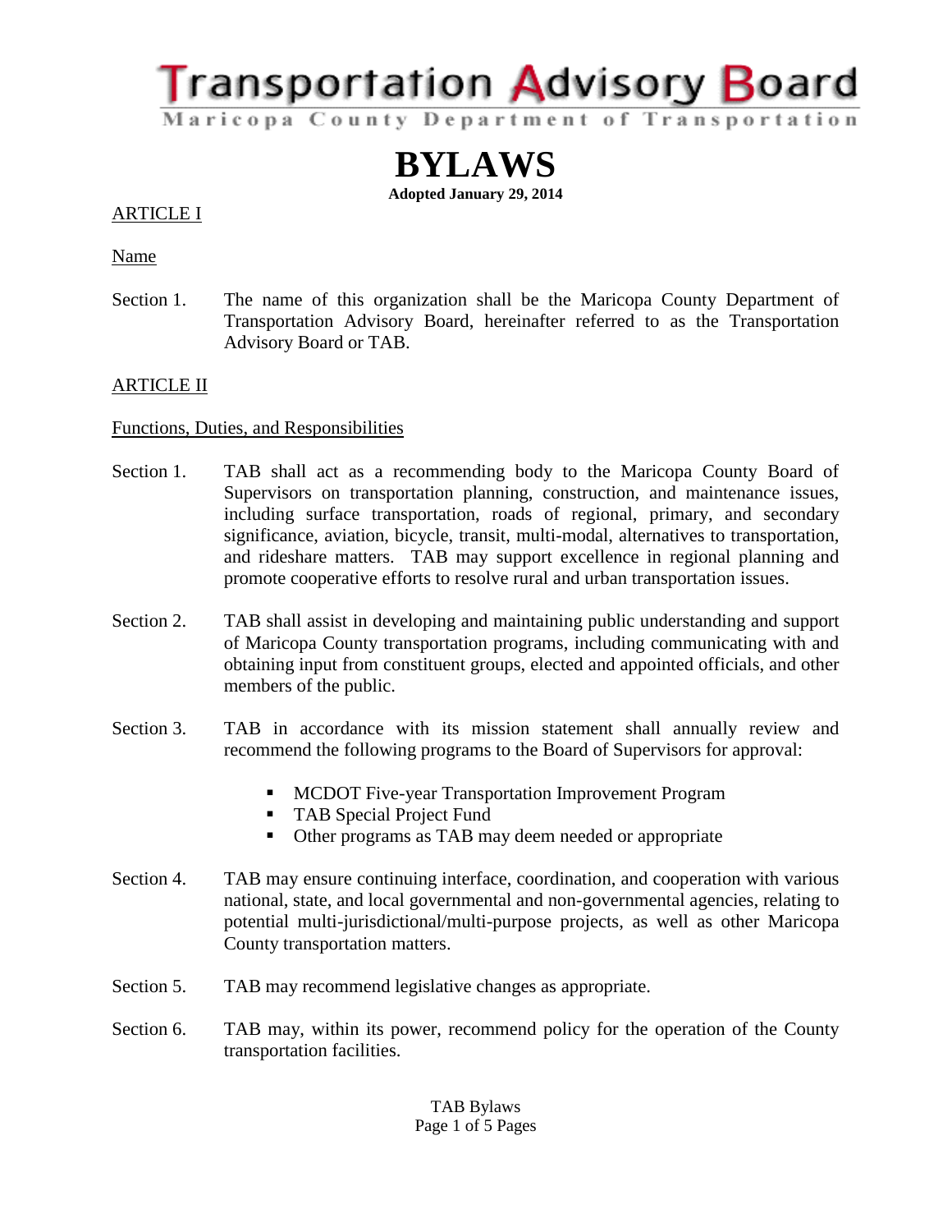# Transportation Advisory Board

Maricopa County Department of Transportation

# BYLAWS

**Adopted January 29, 2014**

ARTICLE I

Name

Section 1. The name of this organization shall be the Maricopa County Department of Transportation Advisory Board, hereinafter referred to as the Transportation Advisory Board or TAB.

ARTICLE II

Functions, Duties, and Responsibilities

Section 1. TAB shall act as a recommending body to the Maricopa County Board of Supervisors on transportation planning, construction, and maintenance issues, including surface transportation, roads of regional, primary, and secondary significance, aviation, bicycle, transit, multi-modal, alternatives to transportation, and rideshare matters. TAB may support excellence in regional planning and promote cooperative efforts to resolve rural and urban transportation issues.

Section 2. TAB shall assist in developing and maintaining public understanding and support of Maricopa County transportation programs, including communicating with and obtaining input from constituent groups, elected and appointed officials, and other members of the public.

Section 3. TAB in accordance with its mission statement shall annually review and recommend the following programs to the Board of Supervisors for approval:

- MCDOT Five-year Transportation Improvement Program
- TAB Special Project Fund
- Other programs as TAB may deem needed or appropriate

Section 4. TAB may ensure continuing interface, coordination, and cooperation with various national, state, and local governmental and non-governmental agencies, relating to potential multi-jurisdictional/multi-purpose projects, as well as other Maricopa County transportation matters.

Section 5. TAB may recommend legislative changes as appropriate.

Section 6. TAB may, within its power, recommend policy for the operation of the County transportation facilities.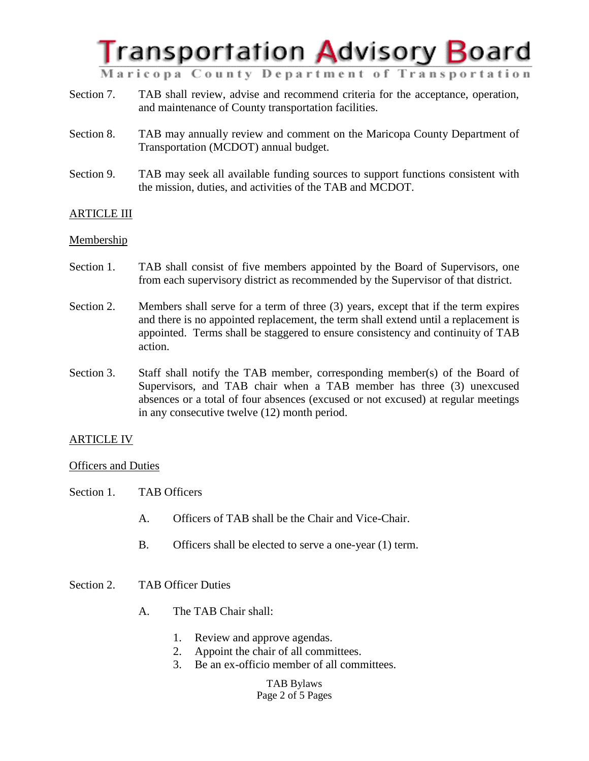Section 7. TAB shall review, advise and recommend criteria for the acceptance, operation, and maintenance of County transportation facilities.

Section 8. TAB may annually review and comment on the Maricopa County Department of Transportation (MCDOT) annual budget.

Section 9. TAB may seek all available funding sources to support functions consistent with the mission, duties, and activities of the TAB and MCDOT.

## ARTICLE III

### Membership

Section 1. TAB shall consist of five members appointed by the Board of Supervisors, one from each supervisory district as recommended by the Supervisor of that district.

Section 2. Members shall serve for a term of three (3) years, except that if the term expires and there is no appointed replacement, the term shall extend until a replacement is appointed. Terms shall be staggered to ensure consistency and continuity of TAB action.

Section 3. Staff shall notify the TAB member, corresponding member(s) of the Board of Supervisors, and TAB chair when a TAB member has three (3) unexcused absences or a total of four absences (excused or not excused) at regular meetings in any consecutive twelve (12) month period.

## ARTICLE IV

### Officers and Duties

Section 1. TAB Officers

A. Officers of TAB shall be the Chair and Vice-Chair.

B. Officers shall be elected to serve a one-year (1) term.

Section 2. TAB Officer Duties

A. The TAB Chair shall:

1. Review and approve agendas.
2. Appoint the chair of all committees.
3. Be an ex-officio member of all committees.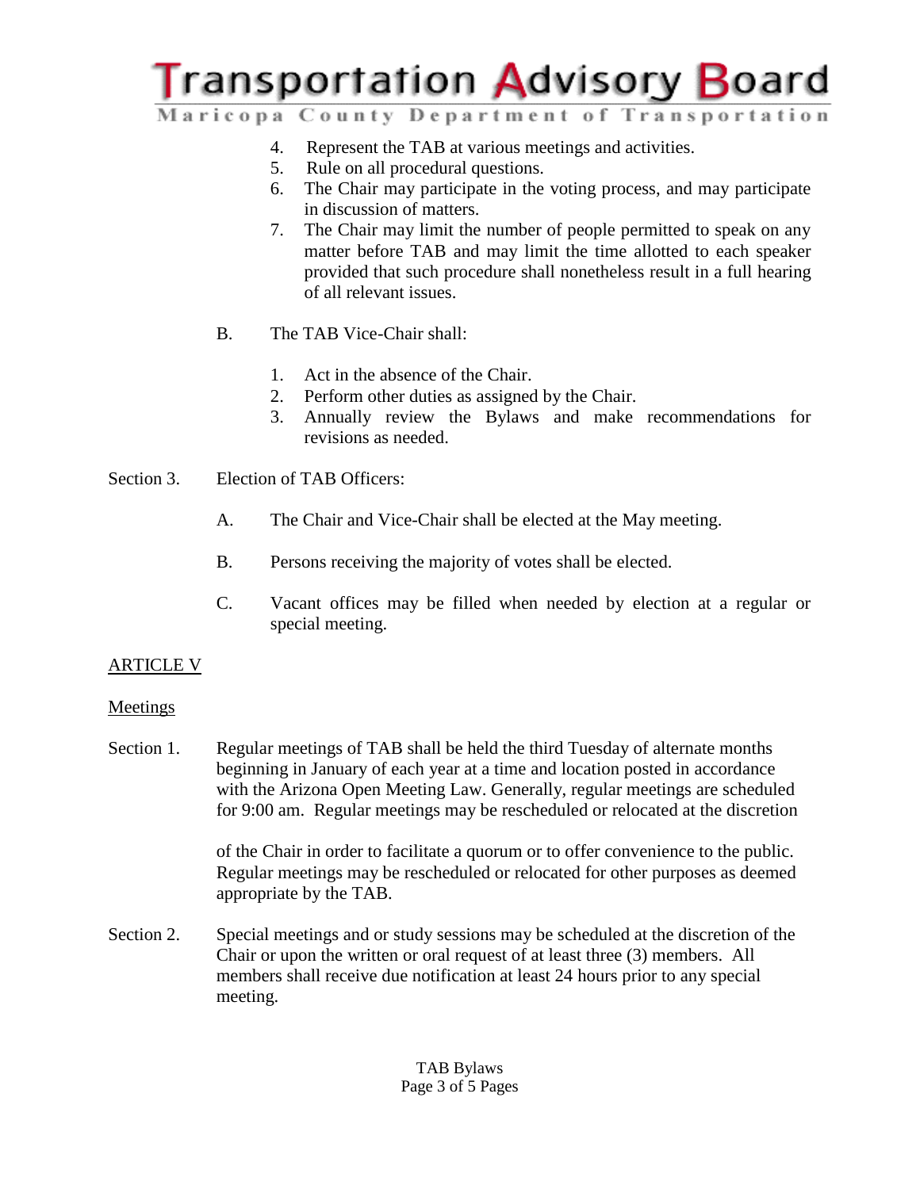4. Represent the TAB at various meetings and activities.
5. Rule on all procedural questions.
6. The Chair may participate in the voting process, and may participate in discussion of matters.
7. The Chair may limit the number of people permitted to speak on any matter before TAB and may limit the time allotted to each speaker provided that such procedure shall nonetheless result in a full hearing of all relevant issues.

B. The TAB Vice-Chair shall:

1. Act in the absence of the Chair.
2. Perform other duties as assigned by the Chair.
3. Annually review the Bylaws and make recommendations for revisions as needed.

Section 3. Election of TAB Officers:

A. The Chair and Vice-Chair shall be elected at the May meeting.

B. Persons receiving the majority of votes shall be elected.

C. Vacant offices may be filled when needed by election at a regular or special meeting.

## ARTICLE V

### Meetings

Section 1. Regular meetings of TAB shall be held the third Tuesday of alternate months beginning in January of each year at a time and location posted in accordance with the Arizona Open Meeting Law. Generally, regular meetings are scheduled for 9:00 am. Regular meetings may be rescheduled or relocated at the discretion of the Chair in order to facilitate a quorum or to offer convenience to the public. Regular meetings may be rescheduled or relocated for other purposes as deemed appropriate by the TAB.

Section 2. Special meetings and or study sessions may be scheduled at the discretion of the Chair or upon the written or oral request of at least three (3) members. All members shall receive due notification at least 24 hours prior to any special meeting.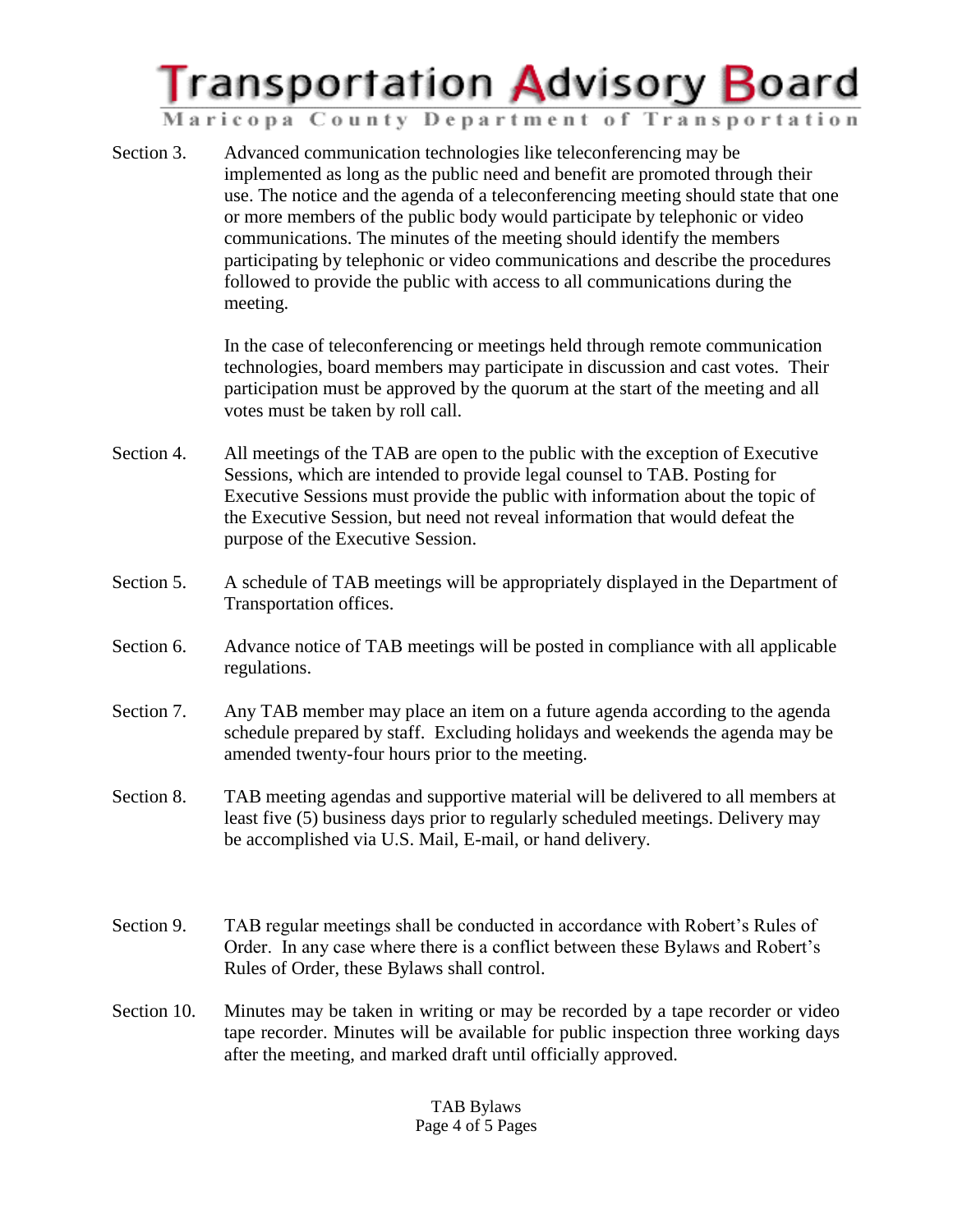Section 3. Advanced communication technologies like teleconferencing may be implemented as long as the public need and benefit are promoted through their use. The notice and the agenda of a teleconferencing meeting should state that one or more members of the public body would participate by telephonic or video communications. The minutes of the meeting should identify the members participating by telephonic or video communications and describe the procedures followed to provide the public with access to all communications during the meeting.

In the case of teleconferencing or meetings held through remote communication technologies, board members may participate in discussion and cast votes. Their participation must be approved by the quorum at the start of the meeting and all votes must be taken by roll call.

Section 4. All meetings of the TAB are open to the public with the exception of Executive Sessions, which are intended to provide legal counsel to TAB. Posting for Executive Sessions must provide the public with information about the topic of the Executive Session, but need not reveal information that would defeat the purpose of the Executive Session.

Section 5. A schedule of TAB meetings will be appropriately displayed in the Department of Transportation offices.

Section 6. Advance notice of TAB meetings will be posted in compliance with all applicable regulations.

Section 7. Any TAB member may place an item on a future agenda according to the agenda schedule prepared by staff. Excluding holidays and weekends the agenda may be amended twenty-four hours prior to the meeting.

Section 8. TAB meeting agendas and supportive material will be delivered to all members at least five (5) business days prior to regularly scheduled meetings. Delivery may be accomplished via U.S. Mail, E-mail, or hand delivery.

Section 9. TAB regular meetings shall be conducted in accordance with Robert's Rules of Order. In any case where there is a conflict between these Bylaws and Robert's Rules of Order, these Bylaws shall control.

Section 10. Minutes may be taken in writing or may be recorded by a tape recorder or video tape recorder. Minutes will be available for public inspection three working days after the meeting, and marked draft until officially approved.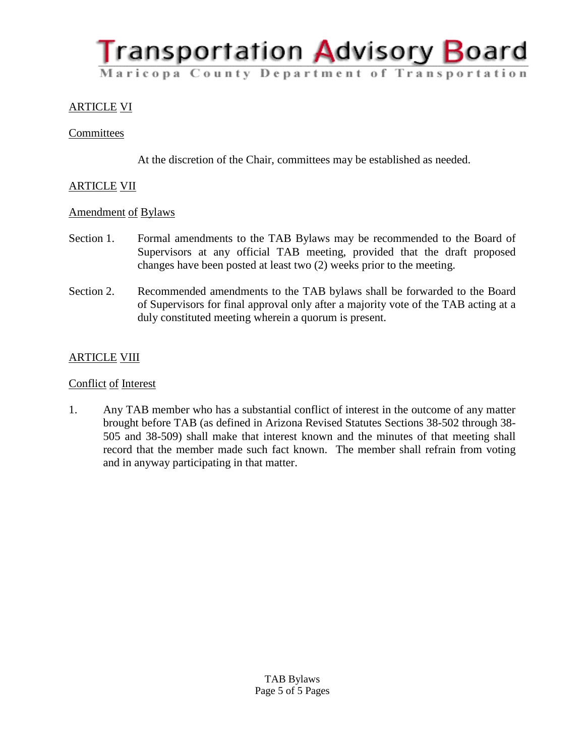## ARTICLE VI

### Committees

At the discretion of the Chair, committees may be established as needed.

## ARTICLE VII

### Amendment of Bylaws

Section 1. Formal amendments to the TAB Bylaws may be recommended to the Board of Supervisors at any official TAB meeting, provided that the draft proposed changes have been posted at least two (2) weeks prior to the meeting.

Section 2. Recommended amendments to the TAB bylaws shall be forwarded to the Board of Supervisors for final approval only after a majority vote of the TAB acting at a duly constituted meeting wherein a quorum is present.

## ARTICLE VIII

### Conflict of Interest

1. Any TAB member who has a substantial conflict of interest in the outcome of any matter brought before TAB (as defined in Arizona Revised Statutes Sections 38-502 through 38-505 and 38-509) shall make that interest known and the minutes of that meeting shall record that the member made such fact known. The member shall refrain from voting and in anyway participating in that matter.